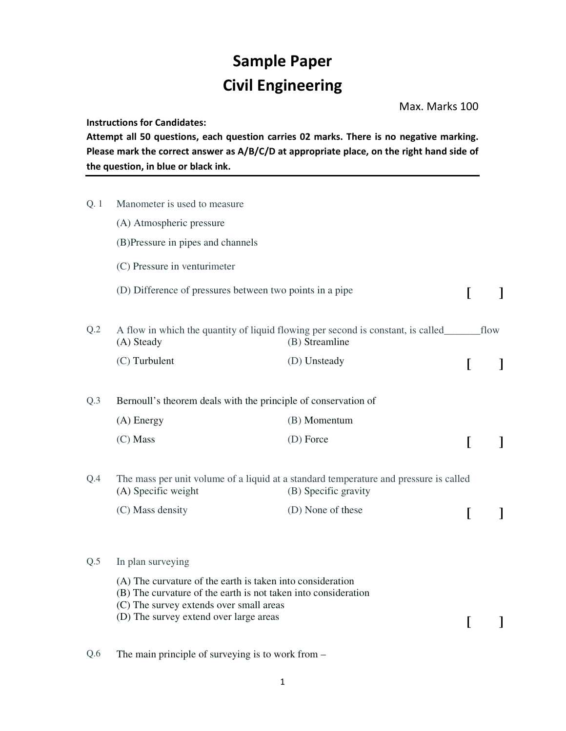# Sample Paper
# Civil Engineering

Max. Marks 100

**Instructions for Candidates:**

**Attempt all 50 questions, each question carries 02 marks. There is no negative marking. Please mark the correct answer as A/B/C/D at appropriate place, on the right hand side of the question, in blue or black ink.**

---

Q. 1 Manometer is used to measure

(A) Atmospheric pressure

(B)Pressure in pipes and channels

(C) Pressure in venturimeter

(D) Difference of pressures between two points in a pipe **[ ]**

Q.2 A flow in which the quantity of liquid flowing per second is constant, is called_______flow

(A) Steady (B) Streamline

(C) Turbulent (D) Unsteady **[ ]**

Q.3 Bernoull's theorem deals with the principle of conservation of

(A) Energy (B) Momentum

(C) Mass (D) Force **[ ]**

Q.4 The mass per unit volume of a liquid at a standard temperature and pressure is called

(A) Specific weight (B) Specific gravity

(C) Mass density (D) None of these **[ ]**

Q.5 In plan surveying

(A) The curvature of the earth is taken into consideration
(B) The curvature of the earth is not taken into consideration
(C) The survey extends over small areas
(D) The survey extend over large areas **[ ]**

Q.6 The main principle of surveying is to work from –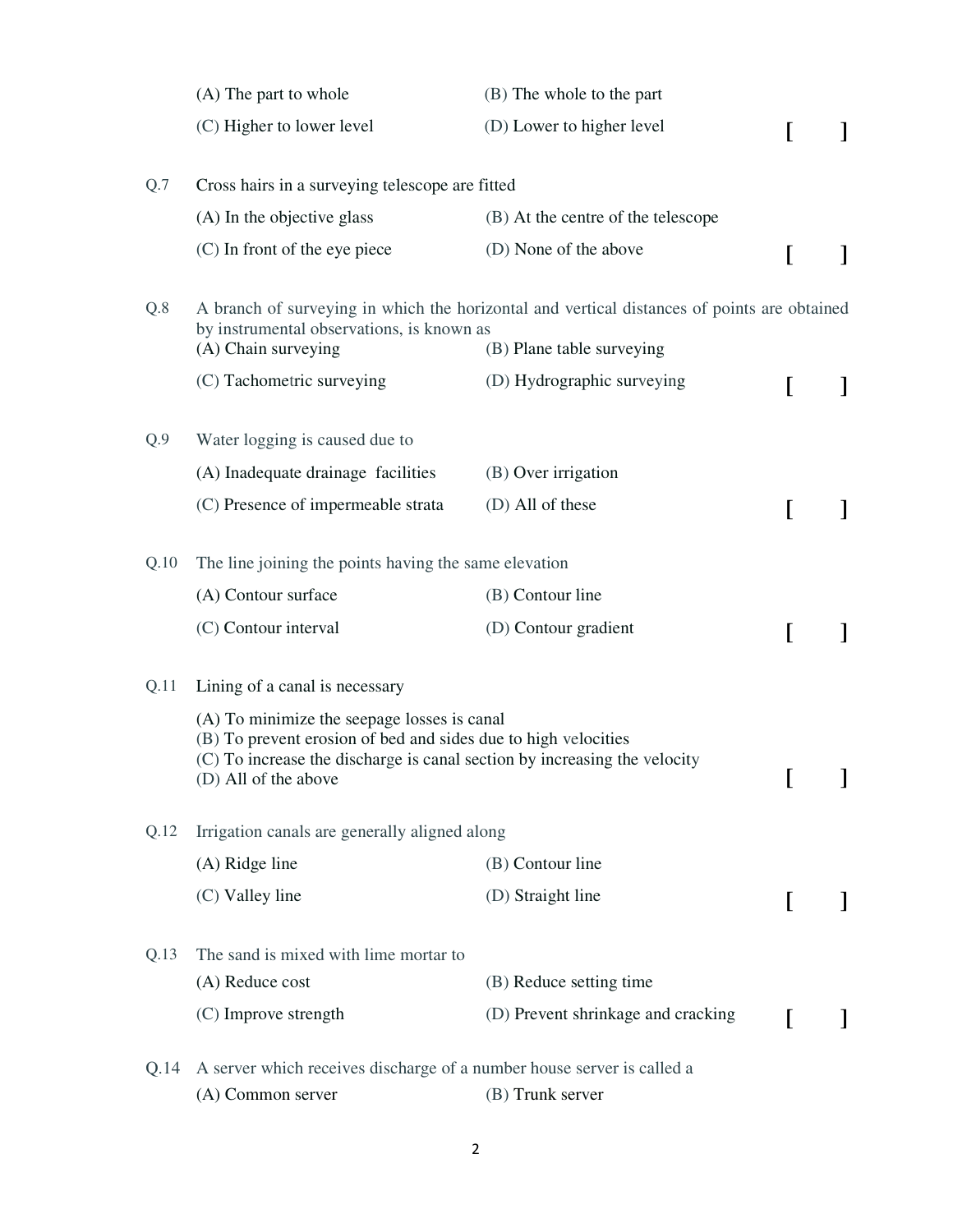(A) The part to whole (B) The whole to the part

(C) Higher to lower level (D) Lower to higher level [ ]

Q.7 Cross hairs in a surveying telescope are fitted

(A) In the objective glass (B) At the centre of the telescope

(C) In front of the eye piece (D) None of the above [ ]

Q.8 A branch of surveying in which the horizontal and vertical distances of points are obtained by instrumental observations, is known as

(A) Chain surveying (B) Plane table surveying

(C) Tachometric surveying (D) Hydrographic surveying [ ]

Q.9 Water logging is caused due to

(A) Inadequate drainage facilities (B) Over irrigation

(C) Presence of impermeable strata (D) All of these [ ]

Q.10 The line joining the points having the same elevation

(A) Contour surface (B) Contour line

(C) Contour interval (D) Contour gradient [ ]

Q.11 Lining of a canal is necessary

(A) To minimize the seepage losses is canal
(B) To prevent erosion of bed and sides due to high velocities
(C) To increase the discharge is canal section by increasing the velocity
(D) All of the above [ ]

Q.12 Irrigation canals are generally aligned along

(A) Ridge line (B) Contour line

(C) Valley line (D) Straight line [ ]

Q.13 The sand is mixed with lime mortar to

(A) Reduce cost (B) Reduce setting time

(C) Improve strength (D) Prevent shrinkage and cracking [ ]

Q.14 A server which receives discharge of a number house server is called a

(A) Common server (B) Trunk server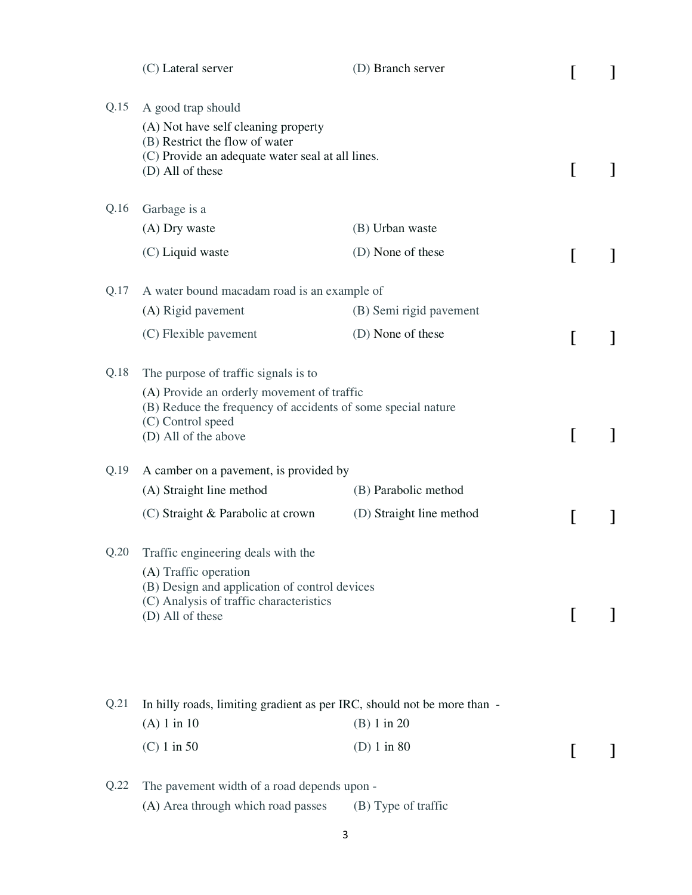(C) Lateral server (D) Branch server [ ]

Q.15 A good trap should

(A) Not have self cleaning property
(B) Restrict the flow of water
(C) Provide an adequate water seal at all lines.
(D) All of these [ ]

Q.16 Garbage is a

(A) Dry waste (B) Urban waste

(C) Liquid waste (D) None of these [ ]

Q.17 A water bound macadam road is an example of

(A) Rigid pavement (B) Semi rigid pavement

(C) Flexible pavement (D) None of these [ ]

Q.18 The purpose of traffic signals is to

(A) Provide an orderly movement of traffic
(B) Reduce the frequency of accidents of some special nature
(C) Control speed
(D) All of the above [ ]

Q.19 A camber on a pavement, is provided by

(A) Straight line method (B) Parabolic method

(C) Straight & Parabolic at crown (D) Straight line method [ ]

Q.20 Traffic engineering deals with the

(A) Traffic operation
(B) Design and application of control devices
(C) Analysis of traffic characteristics
(D) All of these [ ]

Q.21 In hilly roads, limiting gradient as per IRC, should not be more than -

(A) 1 in 10 (B) 1 in 20

(C) 1 in 50 (D) 1 in 80 [ ]

Q.22 The pavement width of a road depends upon -

(A) Area through which road passes (B) Type of traffic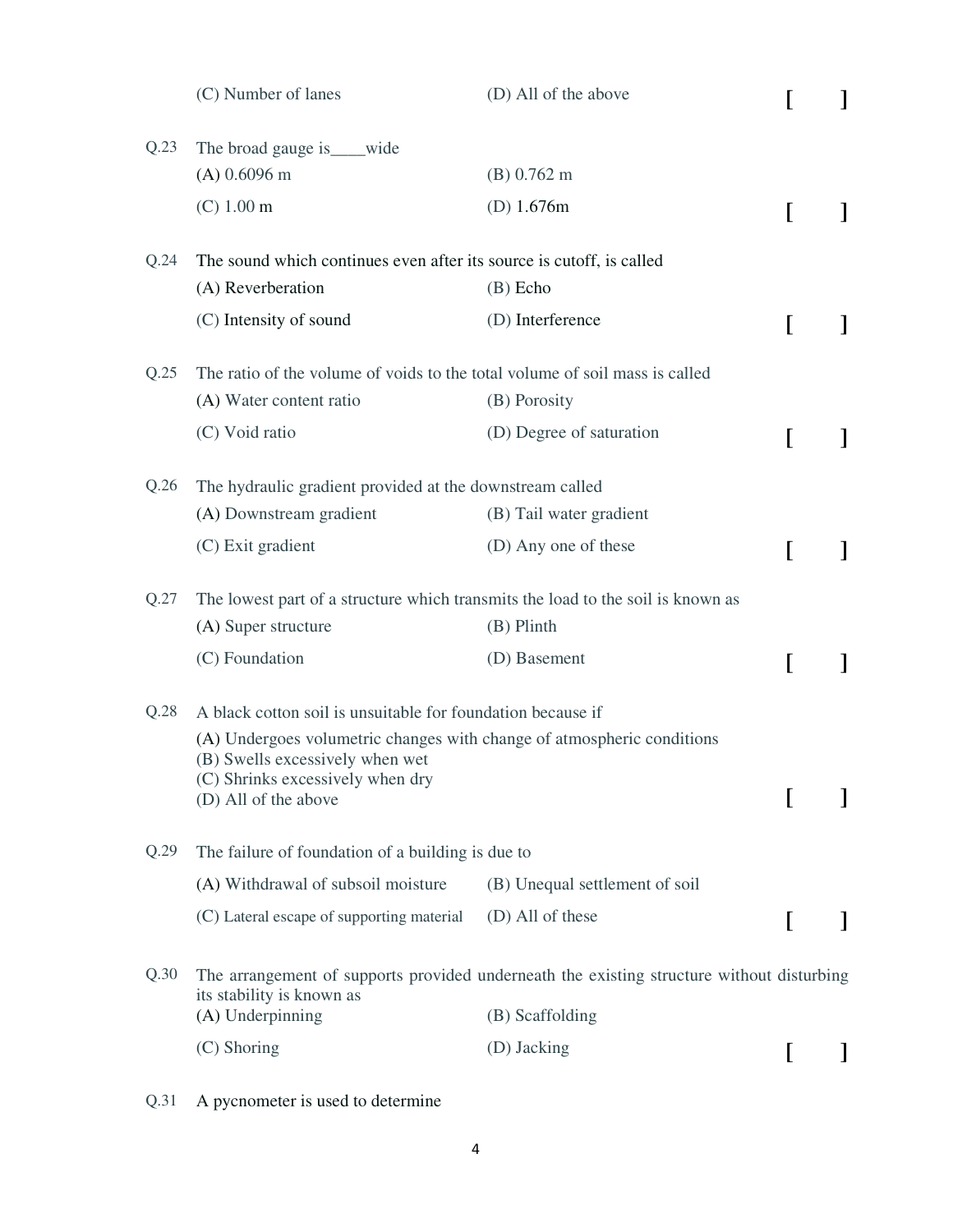(C) Number of lanes (D) All of the above [ ]

Q.23 The broad gauge is____wide

(A) 0.6096 m (B) 0.762 m

(C) 1.00 m (D) 1.676m [ ]

Q.24 The sound which continues even after its source is cutoff, is called

(A) Reverberation (B) Echo

(C) Intensity of sound (D) Interference [ ]

Q.25 The ratio of the volume of voids to the total volume of soil mass is called

(A) Water content ratio (B) Porosity

(C) Void ratio (D) Degree of saturation [ ]

Q.26 The hydraulic gradient provided at the downstream called

(A) Downstream gradient (B) Tail water gradient

(C) Exit gradient (D) Any one of these [ ]

Q.27 The lowest part of a structure which transmits the load to the soil is known as

(A) Super structure (B) Plinth

(C) Foundation (D) Basement [ ]

Q.28 A black cotton soil is unsuitable for foundation because if

(A) Undergoes volumetric changes with change of atmospheric conditions
(B) Swells excessively when wet
(C) Shrinks excessively when dry
(D) All of the above [ ]

Q.29 The failure of foundation of a building is due to

(A) Withdrawal of subsoil moisture (B) Unequal settlement of soil

(C) Lateral escape of supporting material (D) All of these [ ]

Q.30 The arrangement of supports provided underneath the existing structure without disturbing its stability is known as

(A) Underpinning (B) Scaffolding

(C) Shoring (D) Jacking [ ]

Q.31 A pycnometer is used to determine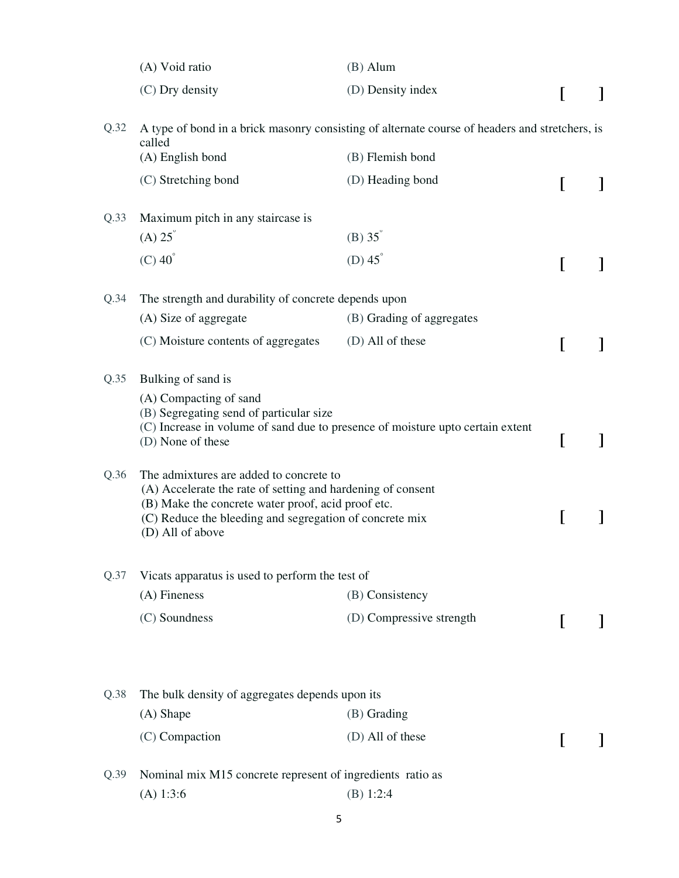(A) Void ratio (B) Alum

(C) Dry density (D) Density index [ ]

Q.32 A type of bond in a brick masonry consisting of alternate course of headers and stretchers, is called

(A) English bond (B) Flemish bond

(C) Stretching bond (D) Heading bond [ ]

Q.33 Maximum pitch in any staircase is

(A) $25^{\circ}$ (B) $35^{\circ}$

(C) $40^{\circ}$ (D) $45^{\circ}$ [ ]

Q.34 The strength and durability of concrete depends upon

(A) Size of aggregate (B) Grading of aggregates

(C) Moisture contents of aggregates (D) All of these [ ]

Q.35 Bulking of sand is

(A) Compacting of sand
(B) Segregating send of particular size
(C) Increase in volume of sand due to presence of moisture upto certain extent
(D) None of these [ ]

Q.36 The admixtures are added to concrete to
(A) Accelerate the rate of setting and hardening of consent
(B) Make the concrete water proof, acid proof etc.
(C) Reduce the bleeding and segregation of concrete mix [ ]
(D) All of above

Q.37 Vicats apparatus is used to perform the test of

(A) Fineness (B) Consistency

(C) Soundness (D) Compressive strength [ ]

Q.38 The bulk density of aggregates depends upon its

(A) Shape (B) Grading

(C) Compaction (D) All of these [ ]

Q.39 Nominal mix M15 concrete represent of ingredients ratio as

(A) 1:3:6 (B) 1:2:4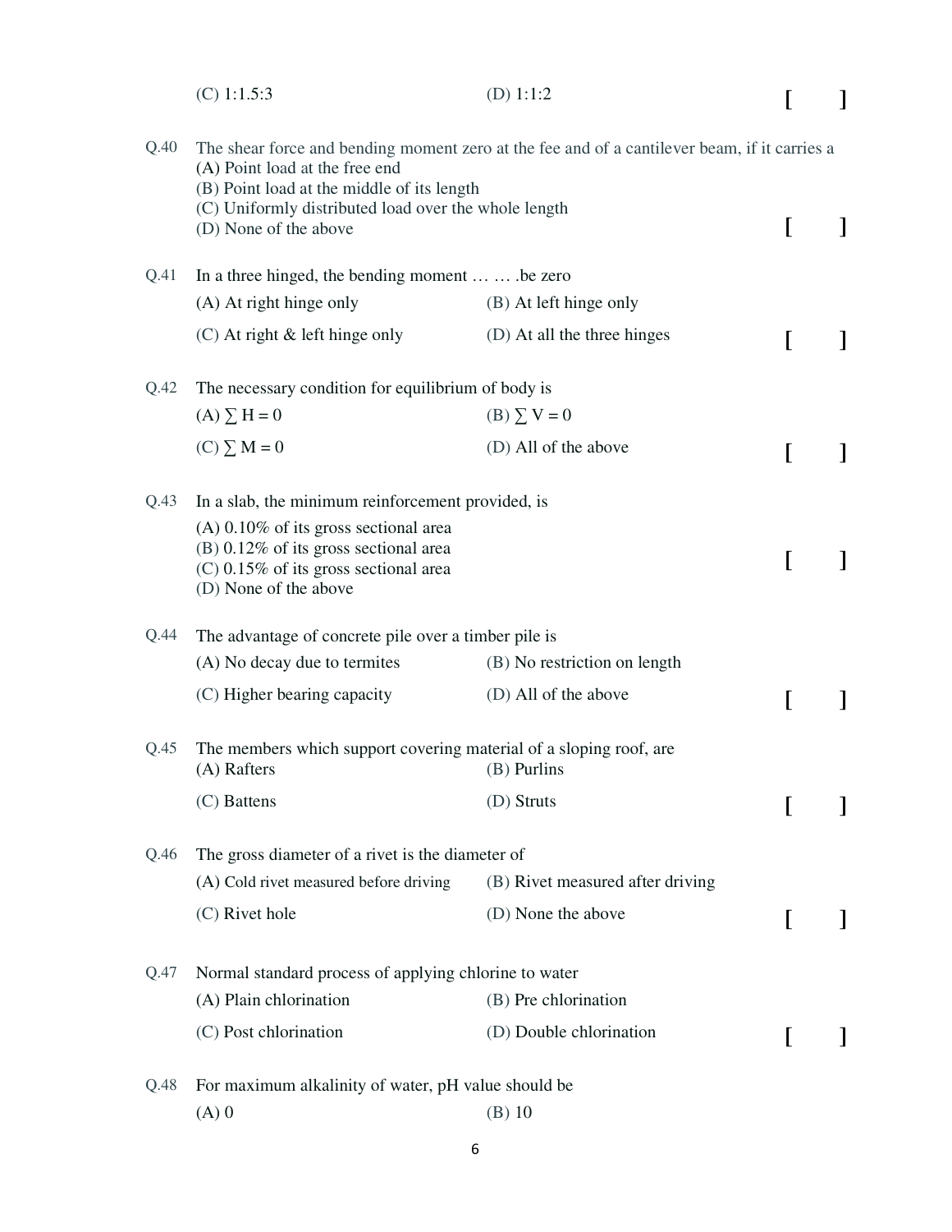(C) 1:1.5:3 (D) 1:1:2 [ ]

Q.40 The shear force and bending moment zero at the fee and of a cantilever beam, if it carries a

(A) Point load at the free end
(B) Point load at the middle of its length
(C) Uniformly distributed load over the whole length
(D) None of the above [ ]

Q.41 In a three hinged, the bending moment … … .be zero

(A) At right hinge only (B) At left hinge only

(C) At right & left hinge only (D) At all the three hinges [ ]

Q.42 The necessary condition for equilibrium of body is

(A) $\sum H = 0$ (B) $\sum V = 0$

(C) $\sum M = 0$ (D) All of the above [ ]

Q.43 In a slab, the minimum reinforcement provided, is

(A) 0.10% of its gross sectional area
(B) 0.12% of its gross sectional area
(C) 0.15% of its gross sectional area
(D) None of the above [ ]

Q.44 The advantage of concrete pile over a timber pile is

(A) No decay due to termites (B) No restriction on length

(C) Higher bearing capacity (D) All of the above [ ]

Q.45 The members which support covering material of a sloping roof, are

(A) Rafters (B) Purlins

(C) Battens (D) Struts [ ]

Q.46 The gross diameter of a rivet is the diameter of

(A) Cold rivet measured before driving (B) Rivet measured after driving

(C) Rivet hole (D) None the above [ ]

Q.47 Normal standard process of applying chlorine to water

(A) Plain chlorination (B) Pre chlorination

(C) Post chlorination (D) Double chlorination [ ]

Q.48 For maximum alkalinity of water, pH value should be

(A) 0 (B) 10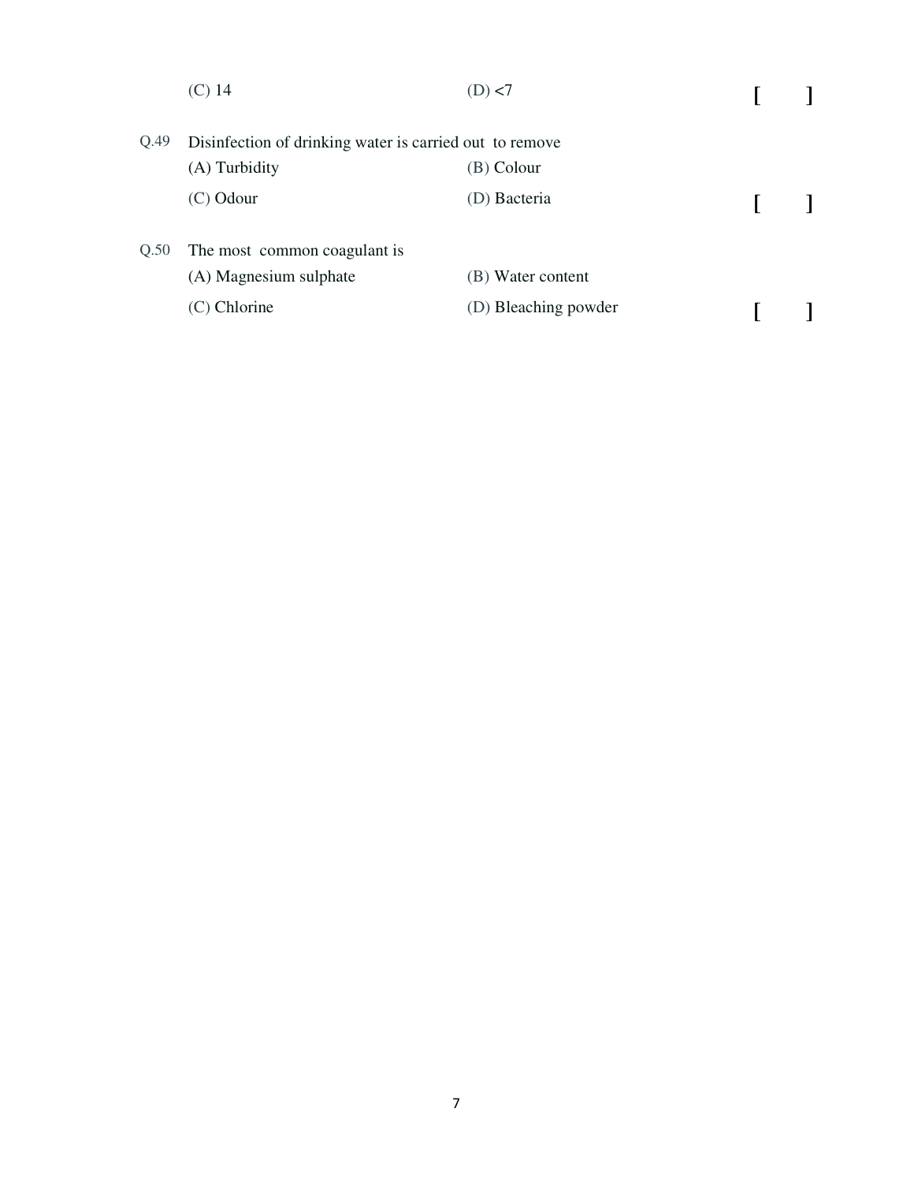(C) 14 (D) <7 [ ]

Q.49 Disinfection of drinking water is carried out to remove

(A) Turbidity (B) Colour

(C) Odour (D) Bacteria [ ]

Q.50 The most common coagulant is

(A) Magnesium sulphate (B) Water content

(C) Chlorine (D) Bleaching powder [ ]